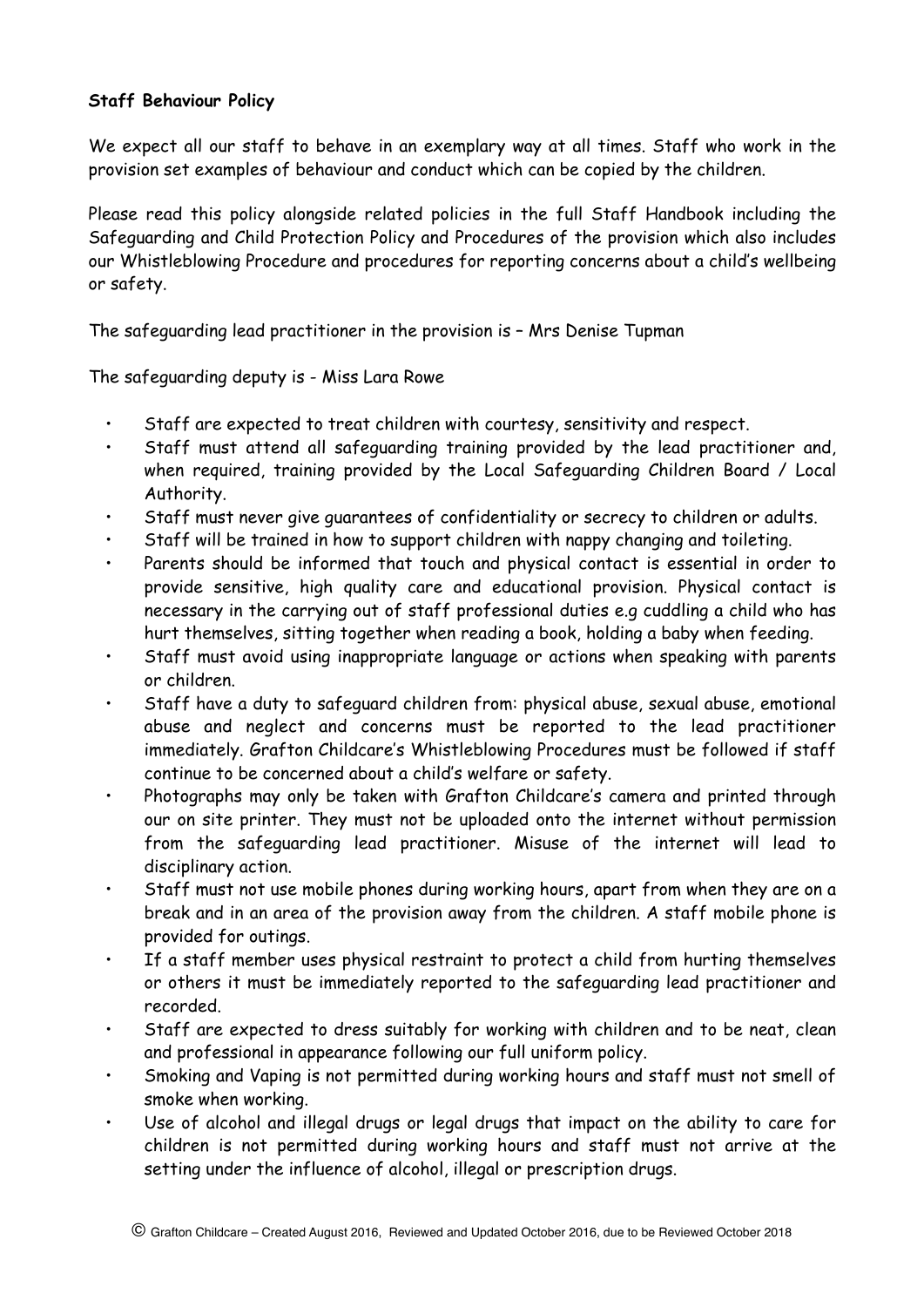**Staff Behaviour Policy**

We expect all our staff to behave in an exemplary way at all times. Staff who work in the provision set examples of behaviour and conduct which can be copied by the children.

Please read this policy alongside related policies in the full Staff Handbook including the Safeguarding and Child Protection Policy and Procedures of the provision which also includes our Whistleblowing Procedure and procedures for reporting concerns about a child's wellbeing or safety.

The safeguarding lead practitioner in the provision is – Mrs Denise Tupman

The safeguarding deputy is - Miss Lara Rowe

- Staff are expected to treat children with courtesy, sensitivity and respect.
- Staff must attend all safeguarding training provided by the lead practitioner and, when required, training provided by the Local Safeguarding Children Board / Local Authority.
- Staff must never give guarantees of confidentiality or secrecy to children or adults.
- Staff will be trained in how to support children with nappy changing and toileting.
- Parents should be informed that touch and physical contact is essential in order to provide sensitive, high quality care and educational provision. Physical contact is necessary in the carrying out of staff professional duties e.g cuddling a child who has hurt themselves, sitting together when reading a book, holding a baby when feeding.
- Staff must avoid using inappropriate language or actions when speaking with parents or children.
- Staff have a duty to safeguard children from: physical abuse, sexual abuse, emotional abuse and neglect and concerns must be reported to the lead practitioner immediately. Grafton Childcare's Whistleblowing Procedures must be followed if staff continue to be concerned about a child's welfare or safety.
- Photographs may only be taken with Grafton Childcare's camera and printed through our on site printer. They must not be uploaded onto the internet without permission from the safeguarding lead practitioner. Misuse of the internet will lead to disciplinary action.
- Staff must not use mobile phones during working hours, apart from when they are on a break and in an area of the provision away from the children. A staff mobile phone is provided for outings.
- If a staff member uses physical restraint to protect a child from hurting themselves or others it must be immediately reported to the safeguarding lead practitioner and recorded.
- Staff are expected to dress suitably for working with children and to be neat, clean and professional in appearance following our full uniform policy.
- Smoking and Vaping is not permitted during working hours and staff must not smell of smoke when working.
- Use of alcohol and illegal drugs or legal drugs that impact on the ability to care for children is not permitted during working hours and staff must not arrive at the setting under the influence of alcohol, illegal or prescription drugs.

© Grafton Childcare – Created August 2016, Reviewed and Updated October 2016, due to be Reviewed October 2018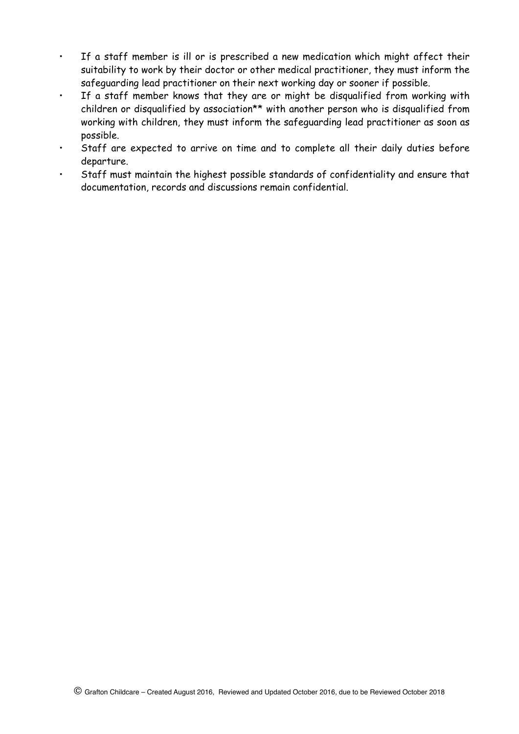- If a staff member is ill or is prescribed a new medication which might affect their suitability to work by their doctor or other medical practitioner, they must inform the safeguarding lead practitioner on their next working day or sooner if possible.
- If a staff member knows that they are or might be disqualified from working with children or disqualified by association** with another person who is disqualified from working with children, they must inform the safeguarding lead practitioner as soon as possible.
- Staff are expected to arrive on time and to complete all their daily duties before departure.
- Staff must maintain the highest possible standards of confidentiality and ensure that documentation, records and discussions remain confidential.